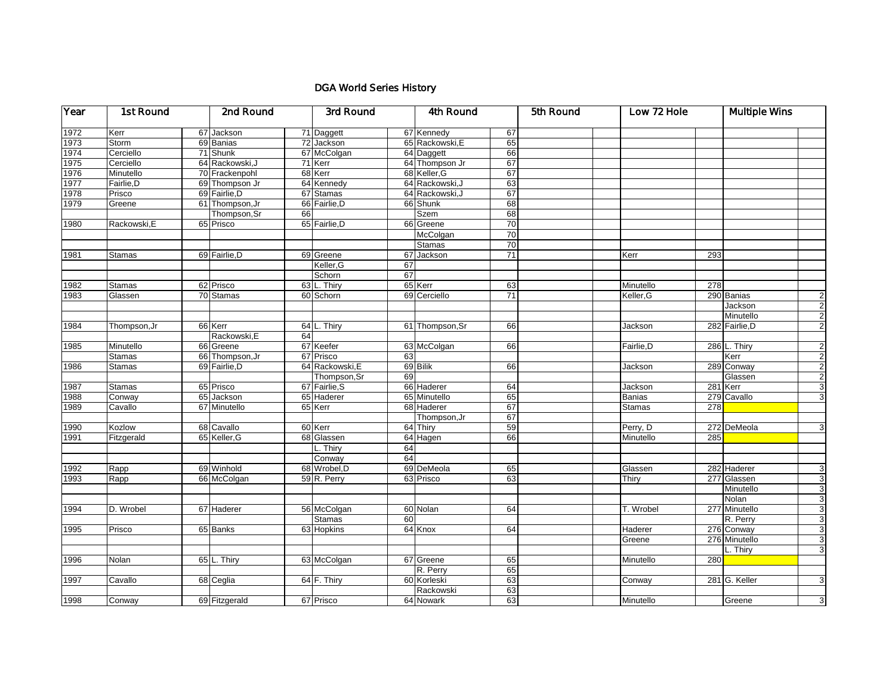# DGA World Series History

| Year | 1st Round | | 2nd Round | | 3rd Round | | 4th Round | | 5th Round | | Low 72 Hole | | Multiple Wins | |
|---|---|---|---|---|---|---|---|---|---|---|---|---|---|---|
| 1972 | Kerr | 67 | Jackson | 71 | Daggett | 67 | Kennedy | 67 | | | | | | |
| 1973 | Storm | 69 | Banias | 72 | Jackson | 65 | Rackowski,E | 65 | | | | | | |
| 1974 | Cerciello | 71 | Shunk | 67 | McColgan | 64 | Daggett | 66 | | | | | | |
| 1975 | Cerciello | 64 | Rackowski,J | 71 | Kerr | 64 | Thompson Jr | 67 | | | | | | |
| 1976 | Minutello | 70 | Frackenpohl | 68 | Kerr | 68 | Keller,G | 67 | | | | | | |
| 1977 | Fairlie,D | 69 | Thompson Jr | 64 | Kennedy | 64 | Rackowski,J | 63 | | | | | | |
| 1978 | Prisco | 69 | Fairlie,D | 67 | Stamas | 64 | Rackowski,J | 67 | | | | | | |
| 1979 | Greene | 61 | Thompson,Jr | 66 | Fairlie,D | 66 | Shunk | 68 | | | | | | |
| | | | Thompson,Sr | 66 | | | Szem | 68 | | | | | | |
| 1980 | Rackowski,E | 65 | Prisco | 65 | Fairlie,D | 66 | Greene | 70 | | | | | | |
| | | | | | | | McColgan | 70 | | | | | | |
| | | | | | | | Stamas | 70 | | | | | | |
| 1981 | Stamas | 69 | Fairlie,D | 69 | Greene | 67 | Jackson | 71 | | | Kerr | 293 | | |
| | | | | | Keller,G | 67 | | | | | | | | |
| | | | | | Schorn | 67 | | | | | | | | |
| 1982 | Stamas | 62 | Prisco | 63 | L. Thiry | 65 | Kerr | 63 | | | Minutello | 278 | | |
| 1983 | Glassen | 70 | Stamas | 60 | Schorn | 69 | Cerciello | 71 | | | Keller,G | 290 | Banias | 2 |
| | | | | | | | | | | | | | Jackson | 2 |
| | | | | | | | | | | | | | Minutello | 2 |
| 1984 | Thompson,Jr | 66 | Kerr | 64 | L. Thiry | 61 | Thompson,Sr | 66 | | | Jackson | 282 | Fairlie,D | 2 |
| | | | Rackowski,E | 64 | | | | | | | | | | |
| 1985 | Minutello | 66 | Greene | 67 | Keefer | 63 | McColgan | 66 | | | Fairlie,D | 286 | L. Thiry | 2 |
| | Stamas | 66 | Thompson,Jr | 67 | Prisco | 63 | | | | | | | Kerr | 2 |
| 1986 | Stamas | 69 | Fairlie,D | 64 | Rackowski,E | 69 | Bilik | 66 | | | Jackson | 289 | Conway | 2 |
| | | | | | Thompson,Sr | 69 | | | | | | | Glassen | 2 |
| 1987 | Stamas | 65 | Prisco | 67 | Fairlie,S | 66 | Haderer | 64 | | | Jackson | 281 | Kerr | 3 |
| 1988 | Conway | 65 | Jackson | 65 | Haderer | 65 | Minutello | 65 | | | Banias | 279 | Cavallo | 3 |
| 1989 | Cavallo | 67 | Minutello | 65 | Kerr | 68 | Haderer | 67 | | | Stamas | 278 | | |
| | | | | | | | Thompson,Jr | 67 | | | | | | |
| 1990 | Kozlow | 68 | Cavallo | 60 | Kerr | 64 | Thiry | 59 | | | Perry, D | 272 | DeMeola | 3 |
| 1991 | Fitzgerald | 65 | Keller,G | 68 | Glassen | 64 | Hagen | 66 | | | Minutello | 285 | | |
| | | | | | L. Thiry | 64 | | | | | | | | |
| | | | | | Conway | 64 | | | | | | | | |
| 1992 | Rapp | 69 | Winhold | 68 | Wrobel,D | 69 | DeMeola | 65 | | | Glassen | 282 | Haderer | 3 |
| 1993 | Rapp | 66 | McColgan | 59 | R. Perry | 63 | Prisco | 63 | | | Thiry | 277 | Glassen | 3 |
| | | | | | | | | | | | | | Minutello | 3 |
| | | | | | | | | | | | | | Nolan | 3 |
| 1994 | D. Wrobel | 67 | Haderer | 56 | McColgan | 60 | Nolan | 64 | | | T. Wrobel | 277 | Minutello | 3 |
| | | | | | Stamas | 60 | | | | | | | R. Perry | 3 |
| 1995 | Prisco | 65 | Banks | 63 | Hopkins | 64 | Knox | 64 | | | Haderer | 276 | Conway | 3 |
| | | | | | | | | | | | Greene | 276 | Minutello | 3 |
| | | | | | | | | | | | | | L. Thiry | 3 |
| 1996 | Nolan | 65 | L. Thiry | 63 | McColgan | 67 | Greene | 65 | | | Minutello | 280 | | |
| | | | | | | | R. Perry | 65 | | | | | | |
| 1997 | Cavallo | 68 | Ceglia | 64 | F. Thiry | 60 | Korleski | 63 | | | Conway | 281 | G. Keller | 3 |
| | | | | | | | Rackowski | 63 | | | | | | |
| 1998 | Conway | 69 | Fitzgerald | 67 | Prisco | 64 | Nowark | 63 | | | Minutello | | Greene | 3 |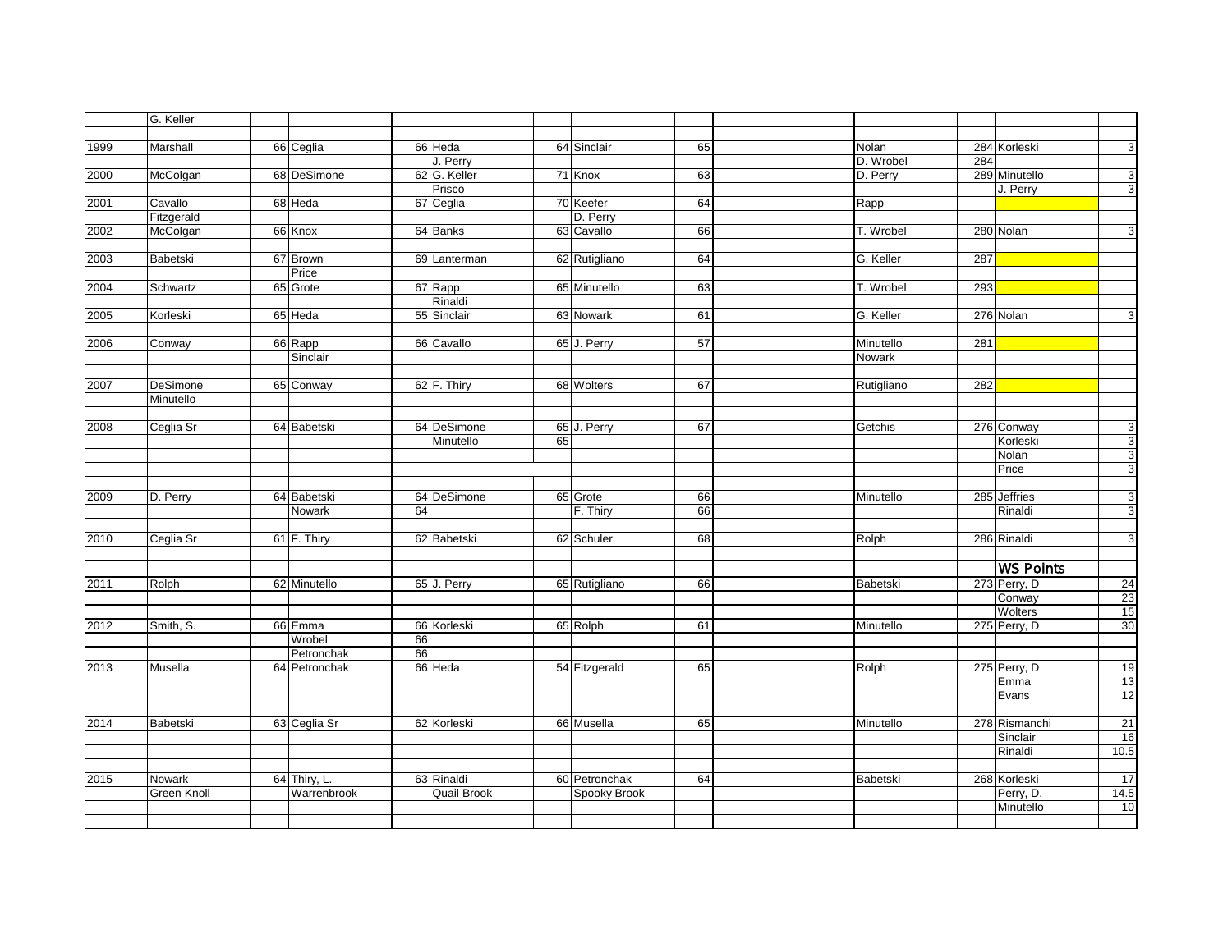| | | | | | | | | | | | | | | |
|---|---|---|---|---|---|---|---|---|---|---|---|---|---|---|
| | G. Keller | | | | | | | | | | | | | |
| | | | | | | | | | | | | | | |
| 1999 | Marshall | 66 | Ceglia | 66 | Heda | 64 | Sinclair | 65 | | | Nolan | 284 | Korleski | 3 |
| | | | | | J. Perry | | | | | | D. Wrobel | 284 | | |
| 2000 | McColgan | 68 | DeSimone | 62 | G. Keller | 71 | Knox | 63 | | | D. Perry | 289 | Minutello | 3 |
| | | | | | Prisco | | | | | | | | J. Perry | 3 |
| 2001 | Cavallo | 68 | Heda | 67 | Ceglia | 70 | Keefer | 64 | | | Rapp | | | |
| | Fitzgerald | | | | | | D. Perry | | | | | | | |
| 2002 | McColgan | 66 | Knox | 64 | Banks | 63 | Cavallo | 66 | | | T. Wrobel | 280 | Nolan | 3 |
| | | | | | | | | | | | | | | |
| 2003 | Babetski | 67 | Brown | 69 | Lanterman | 62 | Rutigliano | 64 | | | G. Keller | 287 | | |
| | | | Price | | | | | | | | | | | |
| 2004 | Schwartz | 65 | Grote | 67 | Rapp | 65 | Minutello | 63 | | | T. Wrobel | 293 | | |
| | | | | | Rinaldi | | | | | | | | | |
| 2005 | Korleski | 65 | Heda | 55 | Sinclair | 63 | Nowark | 61 | | | G. Keller | 276 | Nolan | 3 |
| | | | | | | | | | | | | | | |
| 2006 | Conway | 66 | Rapp | 66 | Cavallo | 65 | J. Perry | 57 | | | Minutello | 281 | | |
| | | | Sinclair | | | | | | | | Nowark | | | |
| | | | | | | | | | | | | | | |
| 2007 | DeSimone | 65 | Conway | 62 | F. Thiry | 68 | Wolters | 67 | | | Rutigliano | 282 | | |
| | Minutello | | | | | | | | | | | | | |
| | | | | | | | | | | | | | | |
| 2008 | Ceglia Sr | 64 | Babetski | 64 | DeSimone | 65 | J. Perry | 67 | | | Getchis | 276 | Conway | 3 |
| | | | | | Minutello | 65 | | | | | | | Korleski | 3 |
| | | | | | | | | | | | | | Nolan | 3 |
| | | | | | | | | | | | | | Price | 3 |
| | | | | | | | | | | | | | | |
| 2009 | D. Perry | 64 | Babetski | 64 | DeSimone | 65 | Grote | 66 | | | Minutello | 285 | Jeffries | 3 |
| | | | Nowark | 64 | | | F. Thiry | 66 | | | | | Rinaldi | 3 |
| | | | | | | | | | | | | | | |
| 2010 | Ceglia Sr | 61 | F. Thiry | 62 | Babetski | 62 | Schuler | 68 | | | Rolph | 286 | Rinaldi | 3 |
| | | | | | | | | | | | | | | |
| | | | | | | | | | | | | | **WS Points** | |
| 2011 | Rolph | 62 | Minutello | 65 | J. Perry | 65 | Rutigliano | 66 | | | Babetski | 273 | Perry, D | 24 |
| | | | | | | | | | | | | | Conway | 23 |
| | | | | | | | | | | | | | Wolters | 15 |
| 2012 | Smith, S. | 66 | Emma | 66 | Korleski | 65 | Rolph | 61 | | | Minutello | 275 | Perry, D | 30 |
| | | | Wrobel | 66 | | | | | | | | | | |
| | | | Petronchak | 66 | | | | | | | | | | |
| 2013 | Musella | 64 | Petronchak | 66 | Heda | 54 | Fitzgerald | 65 | | | Rolph | 275 | Perry, D | 19 |
| | | | | | | | | | | | | | Emma | 13 |
| | | | | | | | | | | | | | Evans | 12 |
| | | | | | | | | | | | | | | |
| 2014 | Babetski | 63 | Ceglia Sr | 62 | Korleski | 66 | Musella | 65 | | | Minutello | 278 | Rismanchi | 21 |
| | | | | | | | | | | | | | Sinclair | 16 |
| | | | | | | | | | | | | | Rinaldi | 10.5 |
| | | | | | | | | | | | | | | |
| 2015 | Nowark | 64 | Thiry, L. | 63 | Rinaldi | 60 | Petronchak | 64 | | | Babetski | 268 | Korleski | 17 |
| | Green Knoll | | Warrenbrook | | Quail Brook | | Spooky Brook | | | | | | Perry, D. | 14.5 |
| | | | | | | | | | | | | | Minutello | 10 |
| | | | | | | | | | | | | | | |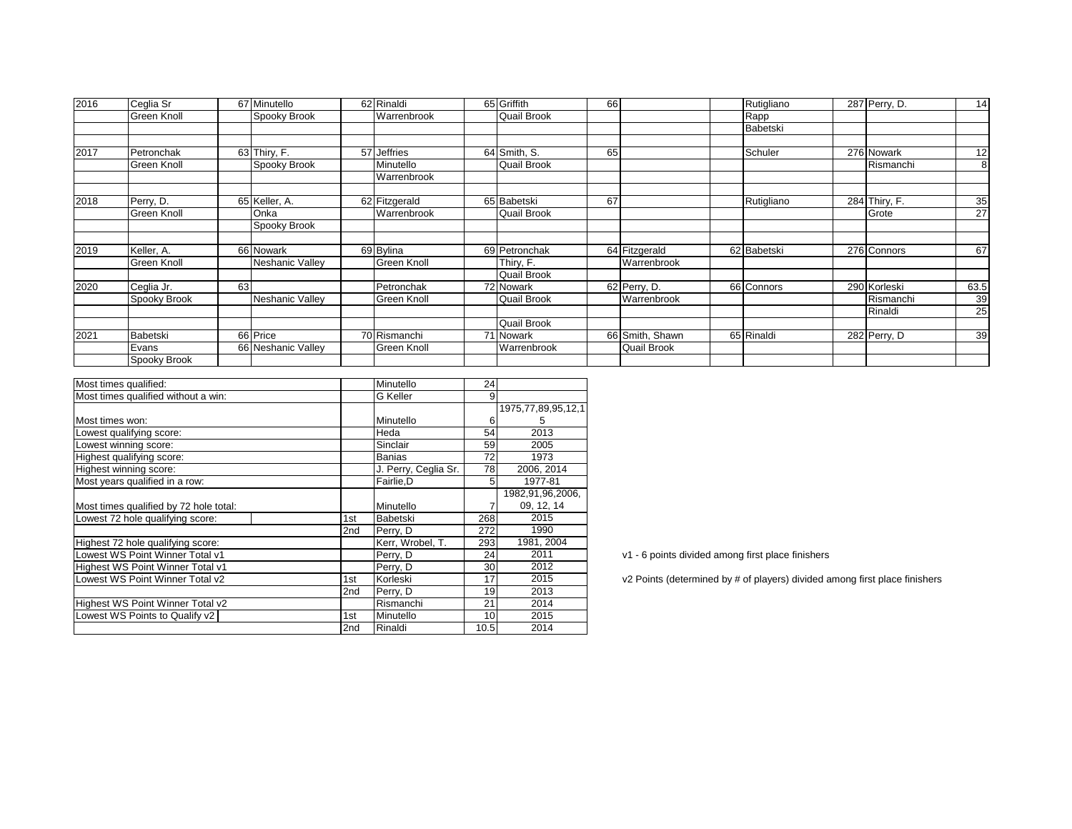| | | | | | | | | | | | | | | |
|---|---|---|---|---|---|---|---|---|---|---|---|---|---|---|
| 2016 | Ceglia Sr | 67 | Minutello | 62 | Rinaldi | 65 | Griffith | 66 | | | Rutigliano | 287 | Perry, D. | 14 |
| | Green Knoll | | Spooky Brook | | Warrenbrook | | Quail Brook | | | | Rapp | | | |
| | | | | | | | | | | | Babetski | | | |
| | | | | | | | | | | | | | | |
| 2017 | Petronchak | 63 | Thiry, F. | 57 | Jeffries | 64 | Smith, S. | 65 | | | Schuler | 276 | Nowark | 12 |
| | Green Knoll | | Spooky Brook | | Minutello | | Quail Brook | | | | | | Rismanchi | 8 |
| | | | | | Warrenbrook | | | | | | | | | |
| | | | | | | | | | | | | | | |
| 2018 | Perry, D. | 65 | Keller, A. | 62 | Fitzgerald | 65 | Babetski | 67 | | | Rutigliano | 284 | Thiry, F. | 35 |
| | Green Knoll | | Onka | | Warrenbrook | | Quail Brook | | | | | | Grote | 27 |
| | | | Spooky Brook | | | | | | | | | | | |
| | | | | | | | | | | | | | | |
| 2019 | Keller, A. | 66 | Nowark | 69 | Bylina | 69 | Petronchak | 64 | Fitzgerald | 62 | Babetski | 276 | Connors | 67 |
| | Green Knoll | | Neshanic Valley | | Green Knoll | | Thiry, F. | | Warrenbrook | | | | | |
| | | | | | | | Quail Brook | | | | | | | |
| 2020 | Ceglia Jr. | 63 | | | Petronchak | 72 | Nowark | 62 | Perry, D. | 66 | Connors | 290 | Korleski | 63.5 |
| | Spooky Brook | | Neshanic Valley | | Green Knoll | | Quail Brook | | Warrenbrook | | | | Rismanchi | 39 |
| | | | | | | | | | | | | | Rinaldi | 25 |
| | | | | | | | Quail Brook | | | | | | | |
| 2021 | Babetski | 66 | Price | 70 | Rismanchi | 71 | Nowark | 66 | Smith, Shawn | 65 | Rinaldi | 282 | Perry, D | 39 |
| | Evans | 66 | Neshanic Valley | | Green Knoll | | Warrenbrook | | Quail Brook | | | | | |
| | Spooky Brook | | | | | | | | | | | | | |

| | | | | |
|---|---|---|---|---|
| Most times qualified: | | Minutello | 24 | |
| Most times qualified without a win: | | G Keller | 9 | |
| Most times won: | | Minutello | 6 | 1975,77,89,95,12,15 |
| Lowest qualifying score: | | Heda | 54 | 2013 |
| Lowest winning score: | | Sinclair | 59 | 2005 |
| Highest qualifying score: | | Banias | 72 | 1973 |
| Highest winning score: | | J. Perry, Ceglia Sr. | 78 | 2006, 2014 |
| Most years qualified in a row: | | Fairlie,D | 5 | 1977-81 |
| Most times qualified by 72 hole total: | | Minutello | 7 | 1982,91,96,2006, 09, 12, 14 |
| Lowest 72 hole qualifying score: | 1st | Babetski | 268 | 2015 |
| | 2nd | Perry, D | 272 | 1990 |
| Highest 72 hole qualifying score: | | Kerr, Wrobel, T. | 293 | 1981, 2004 |
| Lowest WS Point Winner Total v1 | | Perry, D | 24 | 2011 |
| Highest WS Point Winner Total v1 | | Perry, D | 30 | 2012 |
| Lowest WS Point Winner Total v2 | 1st | Korleski | 17 | 2015 |
| | 2nd | Perry, D | 19 | 2013 |
| Highest WS Point Winner Total v2 | | Rismanchi | 21 | 2014 |
| Lowest WS Points to Qualify v2 | 1st | Minutello | 10 | 2015 |
| | 2nd | Rinaldi | 10.5 | 2014 |

v1 - 6 points divided among first place finishers

v2 Points (determined by # of players) divided among first place finishers